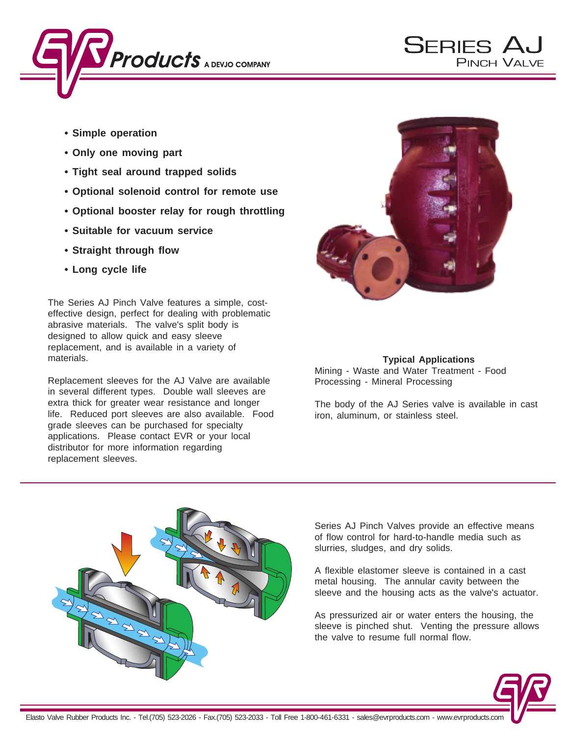# Series AJ
## Pinch Valve

- Simple operation
- Only one moving part
- Tight seal around trapped solids
- Optional solenoid control for remote use
- Optional booster relay for rough throttling
- Suitable for vacuum service
- Straight through flow
- Long cycle life

The Series AJ Pinch Valve features a simple, cost-effective design, perfect for dealing with problematic abrasive materials. The valve's split body is designed to allow quick and easy sleeve replacement, and is available in a variety of materials.

Replacement sleeves for the AJ Valve are available in several different types. Double wall sleeves are extra thick for greater wear resistance and longer life. Reduced port sleeves are also available. Food grade sleeves can be purchased for specialty applications. Please contact EVR or your local distributor for more information regarding replacement sleeves.

**Typical Applications**

Mining - Waste and Water Treatment - Food Processing - Mineral Processing

The body of the AJ Series valve is available in cast iron, aluminum, or stainless steel.

Series AJ Pinch Valves provide an effective means of flow control for hard-to-handle media such as slurries, sludges, and dry solids.

A flexible elastomer sleeve is contained in a cast metal housing. The annular cavity between the sleeve and the housing acts as the valve's actuator.

As pressurized air or water enters the housing, the sleeve is pinched shut. Venting the pressure allows the valve to resume full normal flow.

Elasto Valve Rubber Products Inc. - Tel.(705) 523-2026 - Fax.(705) 523-2033 - Toll Free 1-800-461-6331 - sales@evrproducts.com - www.evrproducts.com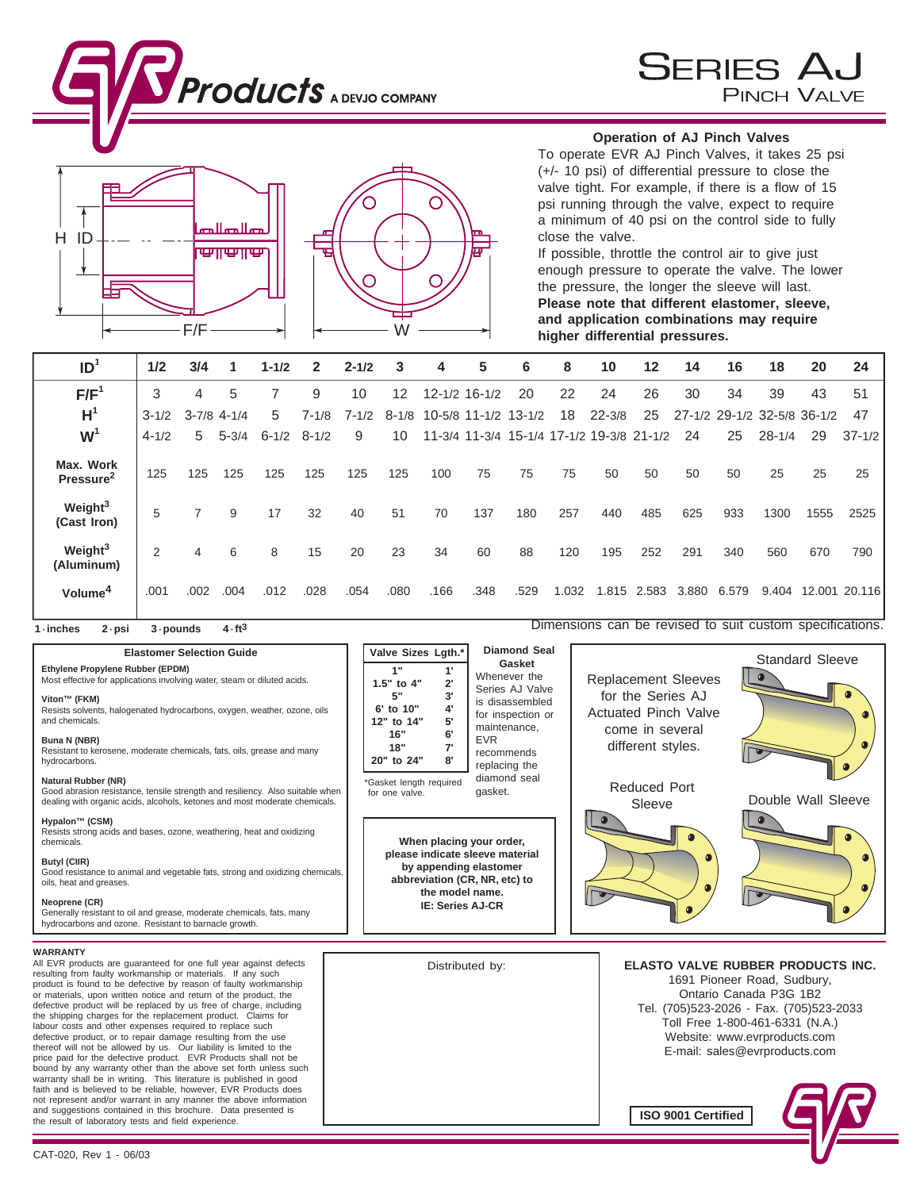# EVR Products A DEVJO COMPANY

# SERIES AJ
## PINCH VALVE

H ID

F/F

W

### Operation of AJ Pinch Valves

To operate EVR AJ Pinch Valves, it takes 25 psi (+/- 10 psi) of differential pressure to close the valve tight. For example, if there is a flow of 15 psi running through the valve, expect to require a minimum of 40 psi on the control side to fully close the valve.

If possible, throttle the control air to give just enough pressure to operate the valve. The lower the pressure, the longer the sleeve will last. **Please note that different elastomer, sleeve, and application combinations may require higher differential pressures.**

| ID[1] | 1/2 | 3/4 | 1 | 1-1/2 | 2 | 2-1/2 | 3 | 4 | 5 | 6 | 8 | 10 | 12 | 14 | 16 | 18 | 20 | 24 |
|---|---|---|---|---|---|---|---|---|---|---|---|---|---|---|---|---|---|---|
| F/F[1] | 3 | 4 | 5 | 7 | 9 | 10 | 12 | 12-1/2 | 16-1/2 | 20 | 22 | 24 | 26 | 30 | 34 | 39 | 43 | 51 |
| H[1] | 3-1/2 | 3-7/8 | 4-1/4 | 5 | 7-1/8 | 7-1/2 | 8-1/8 | 10-5/8 | 11-1/2 | 13-1/2 | 18 | 22-3/8 | 25 | 27-1/2 | 29-1/2 | 32-5/8 | 36-1/2 | 47 |
| W[1] | 4-1/2 | 5 | 5-3/4 | 6-1/2 | 8-1/2 | 9 | 10 | 11-3/4 | 11-3/4 | 15-1/4 | 17-1/2 | 19-3/8 | 21-1/2 | 24 | 25 | 28-1/4 | 29 | 37-1/2 |
| Max. Work Pressure[2] | 125 | 125 | 125 | 125 | 125 | 125 | 125 | 100 | 75 | 75 | 75 | 50 | 50 | 50 | 50 | 25 | 25 | 25 |
| Weight[3] (Cast Iron) | 5 | 7 | 9 | 17 | 32 | 40 | 51 | 70 | 137 | 180 | 257 | 440 | 485 | 625 | 933 | 1300 | 1555 | 2525 |
| Weight[3] (Aluminum) | 2 | 4 | 6 | 8 | 15 | 20 | 23 | 34 | 60 | 88 | 120 | 195 | 252 | 291 | 340 | 560 | 670 | 790 |
| Volume[4] | .001 | .002 | .004 | .012 | .028 | .054 | .080 | .166 | .348 | .529 | 1.032 | 1.815 | 2.583 | 3.880 | 6.579 | 9.404 | 12.001 | 20.116 |

**1 · inches  2 · psi  3 · pounds  4 · ft$^3$**

Dimensions can be revised to suit custom specifications.

### Elastomer Selection Guide

**Ethylene Propylene Rubber (EPDM)**
Most effective for applications involving water, steam or diluted acids.

**Viton™ (FKM)**
Resists solvents, halogenated hydrocarbons, oxygen, weather, ozone, oils and chemicals.

**Buna N (NBR)**
Resistant to kerosene, moderate chemicals, fats, oils, grease and many hydrocarbons.

**Natural Rubber (NR)**
Good abrasion resistance, tensile strength and resiliency. Also suitable when dealing with organic acids, alcohols, ketones and most moderate chemicals.

**Hypalon™ (CSM)**
Resists strong acids and bases, ozone, weathering, heat and oxidizing chemicals.

**Butyl (CIIR)**
Good resistance to animal and vegetable fats, strong and oxidizing chemicals, oils, heat and greases.

**Neoprene (CR)**
Generally resistant to oil and grease, moderate chemicals, fats, many hydrocarbons and ozone. Resistant to barnacle growth.

| Valve Sizes | Lgth.* |
|---|---|
| 1" | 1' |
| 1.5" to 4" | 2' |
| 5" | 3' |
| 6' to 10" | 4' |
| 12" to 14" | 5' |
| 16" | 6' |
| 18" | 7' |
| 20" to 24" | 8' |

*Gasket length required for one valve.

**Diamond Seal Gasket**
Whenever the Series AJ Valve is disassembled for inspection or maintenance, EVR recommends replacing the diamond seal gasket.

**When placing your order, please indicate sleeve material by appending elastomer abbreviation (CR, NR, etc) to the model name.
IE: Series AJ-CR**

Replacement Sleeves for the Series AJ Actuated Pinch Valve come in several different styles.

Standard Sleeve

Reduced Port Sleeve

Double Wall Sleeve

### WARRANTY

All EVR products are guaranteed for one full year against defects resulting from faulty workmanship or materials. If any such product is found to be defective by reason of faulty workmanship or materials, upon written notice and return of the product, the defective product will be replaced by us free of charge, including the shipping charges for the replacement product. Claims for labour costs and other expenses required to resolve such defective product, or to repair damage resulting from the use thereof will not be allowed by us. Our liability is limited to the price paid for the defective product. EVR Products shall not be bound by any warranty other than the above set forth unless such warranty shall be in writing. This literature is published in good faith and is believed to be reliable, however, EVR Products does not represent and/or warrant in any manner the above information and suggestions contained in this brochure. Data presented is the result of laboratory tests and field experience.

Distributed by:

**ELASTO VALVE RUBBER PRODUCTS INC.**
1691 Pioneer Road, Sudbury,
Ontario Canada P3G 1B2
Tel. (705)523-2026 - Fax. (705)523-2033
Toll Free 1-800-461-6331 (N.A.)
Website: www.evrproducts.com
E-mail: sales@evrproducts.com

**ISO 9001 Certified**

CAT-020, Rev 1 - 06/03